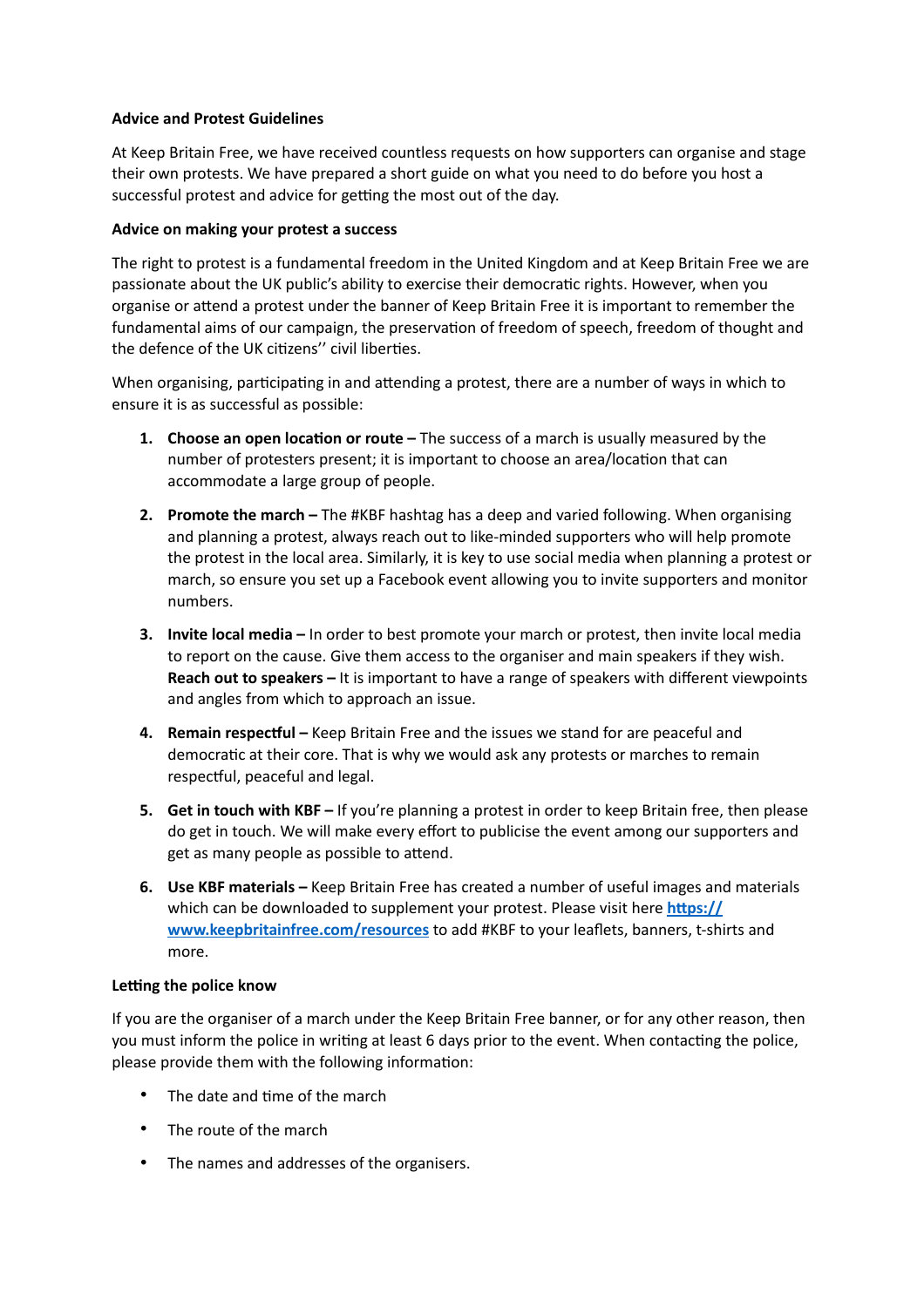**Advice and Protest Guidelines**

At Keep Britain Free, we have received countless requests on how supporters can organise and stage their own protests. We have prepared a short guide on what you need to do before you host a successful protest and advice for getting the most out of the day.

**Advice on making your protest a success**

The right to protest is a fundamental freedom in the United Kingdom and at Keep Britain Free we are passionate about the UK public's ability to exercise their democratic rights. However, when you organise or attend a protest under the banner of Keep Britain Free it is important to remember the fundamental aims of our campaign, the preservation of freedom of speech, freedom of thought and the defence of the UK citizens'' civil liberties.

When organising, participating in and attending a protest, there are a number of ways in which to ensure it is as successful as possible:

1. **Choose an open location or route –** The success of a march is usually measured by the number of protesters present; it is important to choose an area/location that can accommodate a large group of people.

2. **Promote the march –** The #KBF hashtag has a deep and varied following. When organising and planning a protest, always reach out to like-minded supporters who will help promote the protest in the local area. Similarly, it is key to use social media when planning a protest or march, so ensure you set up a Facebook event allowing you to invite supporters and monitor numbers.

3. **Invite local media –** In order to best promote your march or protest, then invite local media to report on the cause. Give them access to the organiser and main speakers if they wish. **Reach out to speakers –** It is important to have a range of speakers with different viewpoints and angles from which to approach an issue.

4. **Remain respectful –** Keep Britain Free and the issues we stand for are peaceful and democratic at their core. That is why we would ask any protests or marches to remain respectful, peaceful and legal.

5. **Get in touch with KBF –** If you're planning a protest in order to keep Britain free, then please do get in touch. We will make every effort to publicise the event among our supporters and get as many people as possible to attend.

6. **Use KBF materials –** Keep Britain Free has created a number of useful images and materials which can be downloaded to supplement your protest. Please visit here **https://www.keepbritainfree.com/resources** to add #KBF to your leaflets, banners, t-shirts and more.

**Letting the police know**

If you are the organiser of a march under the Keep Britain Free banner, or for any other reason, then you must inform the police in writing at least 6 days prior to the event. When contacting the police, please provide them with the following information:

- The date and time of the march
- The route of the march
- The names and addresses of the organisers.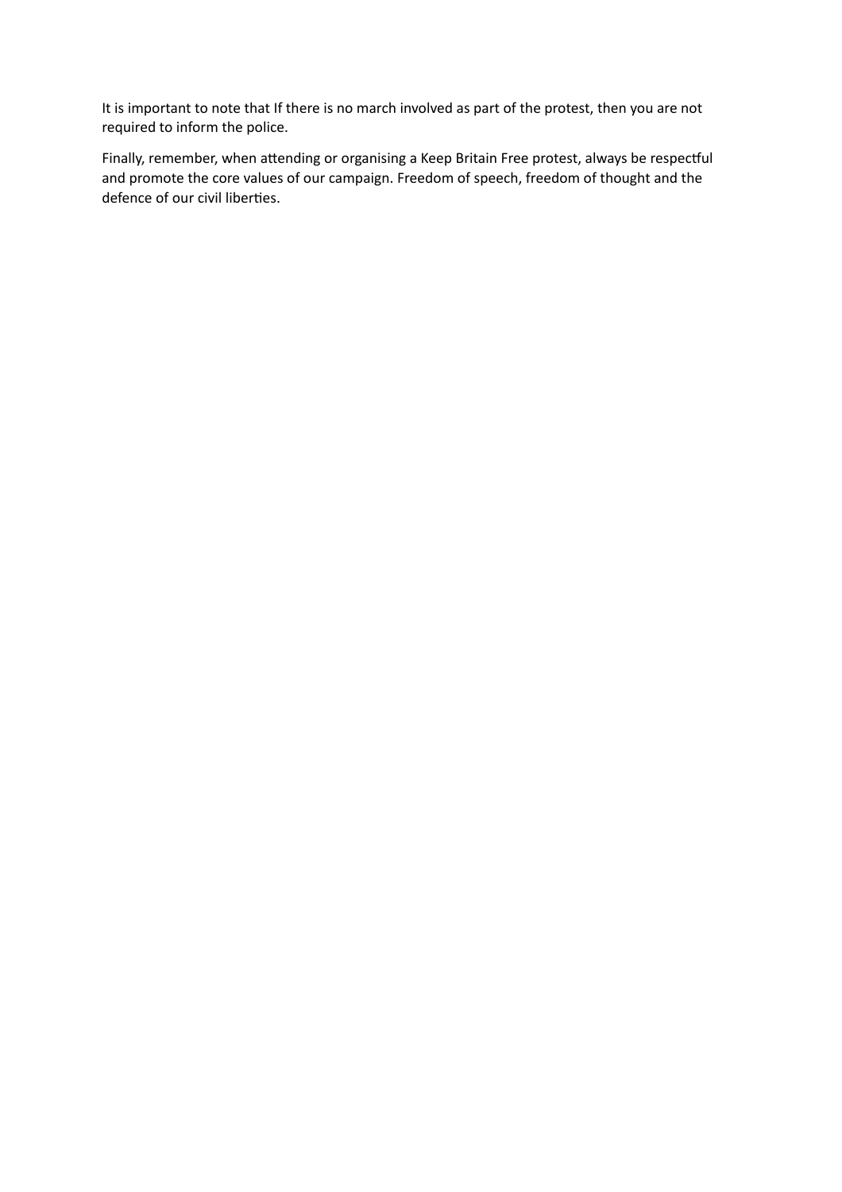It is important to note that If there is no march involved as part of the protest, then you are not required to inform the police.

Finally, remember, when attending or organising a Keep Britain Free protest, always be respectful and promote the core values of our campaign. Freedom of speech, freedom of thought and the defence of our civil liberties.